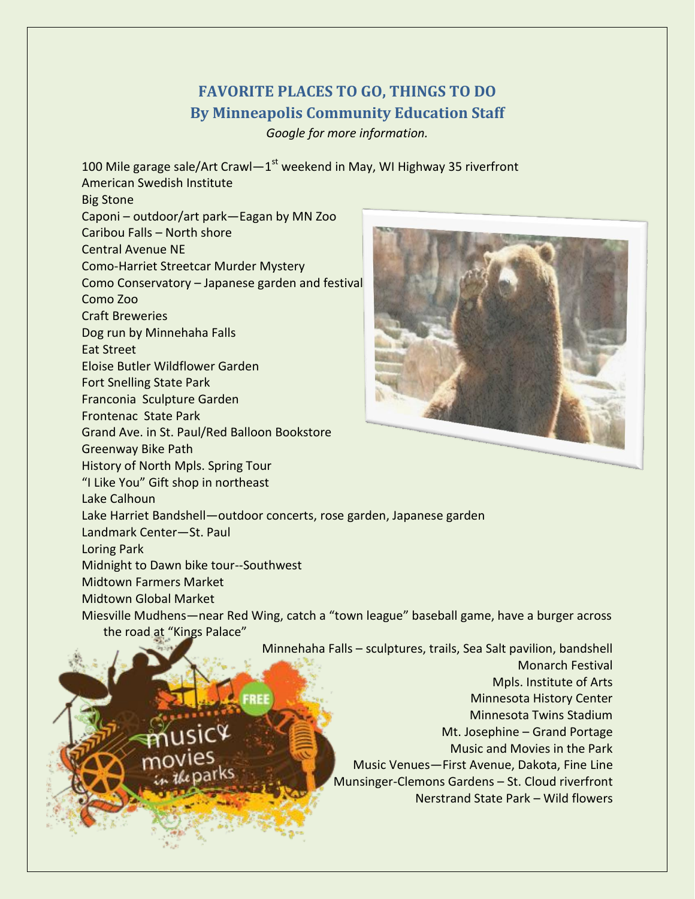## FAVORITE PLACES TO GO, THINGS TO DO
## By Minneapolis Community Education Staff

*Google for more information.*

100 Mile garage sale/Art Crawl—1st weekend in May, WI Highway 35 riverfront
American Swedish Institute
Big Stone
Caponi – outdoor/art park—Eagan by MN Zoo
Caribou Falls – North shore
Central Avenue NE
Como-Harriet Streetcar Murder Mystery
Como Conservatory – Japanese garden and festival
Como Zoo
Craft Breweries
Dog run by Minnehaha Falls
Eat Street
Eloise Butler Wildflower Garden
Fort Snelling State Park
Franconia Sculpture Garden
Frontenac State Park
Grand Ave. in St. Paul/Red Balloon Bookstore
Greenway Bike Path
History of North Mpls. Spring Tour
"I Like You" Gift shop in northeast
Lake Calhoun
Lake Harriet Bandshell—outdoor concerts, rose garden, Japanese garden
Landmark Center—St. Paul
Loring Park
Midnight to Dawn bike tour--Southwest
Midtown Farmers Market
Midtown Global Market
Miesville Mudhens—near Red Wing, catch a "town league" baseball game, have a burger across the road at "Kings Palace"
Minnehaha Falls – sculptures, trails, Sea Salt pavilion, bandshell
Monarch Festival
Mpls. Institute of Arts
Minnesota History Center
Minnesota Twins Stadium
Mt. Josephine – Grand Portage
Music and Movies in the Park
Music Venues—First Avenue, Dakota, Fine Line
Munsinger-Clemons Gardens – St. Cloud riverfront
Nerstrand State Park – Wild flowers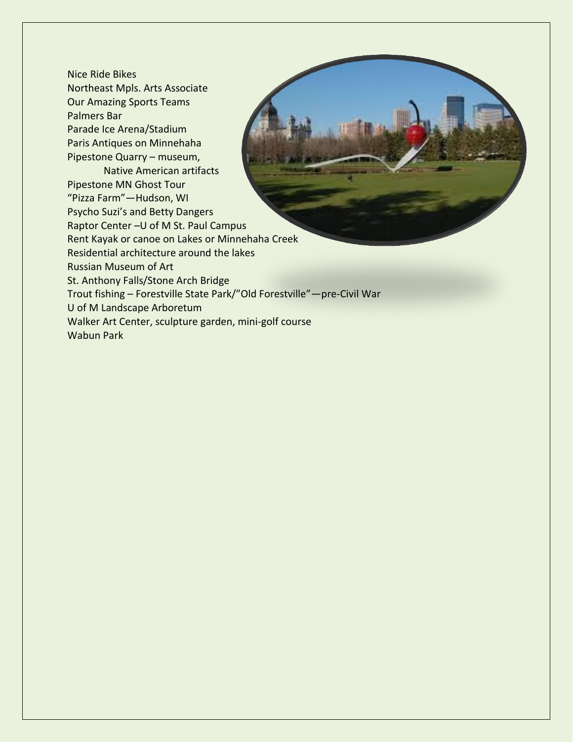Nice Ride Bikes
Northeast Mpls. Arts Associate
Our Amazing Sports Teams
Palmers Bar
Parade Ice Arena/Stadium
Paris Antiques on Minnehaha
Pipestone Quarry – museum,
    Native American artifacts
Pipestone MN Ghost Tour
"Pizza Farm"—Hudson, WI
Psycho Suzi's and Betty Dangers
Raptor Center –U of M St. Paul Campus
Rent Kayak or canoe on Lakes or Minnehaha Creek
Residential architecture around the lakes
Russian Museum of Art
St. Anthony Falls/Stone Arch Bridge
Trout fishing – Forestville State Park/"Old Forestville"—pre-Civil War
U of M Landscape Arboretum
Walker Art Center, sculpture garden, mini-golf course
Wabun Park